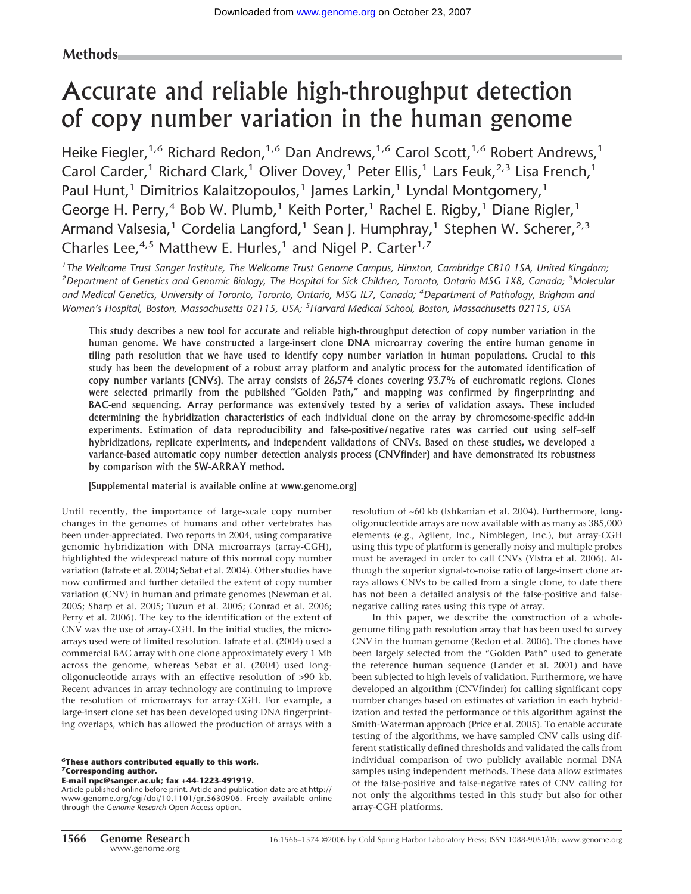Methods

# Accurate and reliable high-throughput detection of copy number variation in the human genome

Heike Fiegler,[1,6] Richard Redon,[1,6] Dan Andrews,[1,6] Carol Scott,[1,6] Robert Andrews,[1] Carol Carder,[1] Richard Clark,[1] Oliver Dovey,[1] Peter Ellis,[1] Lars Feuk,[2,3] Lisa French,[1] Paul Hunt,[1] Dimitrios Kalaitzopoulos,[1] James Larkin,[1] Lyndal Montgomery,[1] George H. Perry,[4] Bob W. Plumb,[1] Keith Porter,[1] Rachel E. Rigby,[1] Diane Rigler,[1] Armand Valsesia,[1] Cordelia Langford,[1] Sean J. Humphray,[1] Stephen W. Scherer,[2,3] Charles Lee,[4,5] Matthew E. Hurles,[1] and Nigel P. Carter[1,7]

*[1]The Wellcome Trust Sanger Institute, The Wellcome Trust Genome Campus, Hinxton, Cambridge CB10 1SA, United Kingdom; [2]Department of Genetics and Genomic Biology, The Hospital for Sick Children, Toronto, Ontario M5G 1X8, Canada; [3]Molecular and Medical Genetics, University of Toronto, Toronto, Ontario, M5G IL7, Canada; [4]Department of Pathology, Brigham and Women's Hospital, Boston, Massachusetts 02115, USA; [5]Harvard Medical School, Boston, Massachusetts 02115, USA*

This study describes a new tool for accurate and reliable high-throughput detection of copy number variation in the human genome. We have constructed a large-insert clone DNA microarray covering the entire human genome in tiling path resolution that we have used to identify copy number variation in human populations. Crucial to this study has been the development of a robust array platform and analytic process for the automated identification of copy number variants (CNVs). The array consists of 26,574 clones covering 93.7% of euchromatic regions. Clones were selected primarily from the published "Golden Path," and mapping was confirmed by fingerprinting and BAC-end sequencing. Array performance was extensively tested by a series of validation assays. These included determining the hybridization characteristics of each individual clone on the array by chromosome-specific add-in experiments. Estimation of data reproducibility and false-positive/negative rates was carried out using self–self hybridizations, replicate experiments, and independent validations of CNVs. Based on these studies, we developed a variance-based automatic copy number detection analysis process (CNVfinder) and have demonstrated its robustness by comparison with the SW-ARRAY method.

[Supplemental material is available online at www.genome.org]

Until recently, the importance of large-scale copy number changes in the genomes of humans and other vertebrates has been under-appreciated. Two reports in 2004, using comparative genomic hybridization with DNA microarrays (array-CGH), highlighted the widespread nature of this normal copy number variation (Iafrate et al. 2004; Sebat et al. 2004). Other studies have now confirmed and further detailed the extent of copy number variation (CNV) in human and primate genomes (Newman et al. 2005; Sharp et al. 2005; Tuzun et al. 2005; Conrad et al. 2006; Perry et al. 2006). The key to the identification of the extent of CNV was the use of array-CGH. In the initial studies, the microarrays used were of limited resolution. Iafrate et al. (2004) used a commercial BAC array with one clone approximately every 1 Mb across the genome, whereas Sebat et al. (2004) used long-oligonucleotide arrays with an effective resolution of >90 kb. Recent advances in array technology are continuing to improve the resolution of microarrays for array-CGH. For example, a large-insert clone set has been developed using DNA fingerprinting overlaps, which has allowed the production of arrays with a resolution of ~60 kb (Ishkanian et al. 2004). Furthermore, long-oligonucleotide arrays are now available with as many as 385,000 elements (e.g., Agilent, Inc., Nimblegen, Inc.), but array-CGH using this type of platform is generally noisy and multiple probes must be averaged in order to call CNVs (Ylstra et al. 2006). Although the superior signal-to-noise ratio of large-insert clone arrays allows CNVs to be called from a single clone, to date there has not been a detailed analysis of the false-positive and false-negative calling rates using this type of array.

In this paper, we describe the construction of a whole-genome tiling path resolution array that has been used to survey CNV in the human genome (Redon et al. 2006). The clones have been largely selected from the "Golden Path" used to generate the reference human sequence (Lander et al. 2001) and have been subjected to high levels of validation. Furthermore, we have developed an algorithm (CNVfinder) for calling significant copy number changes based on estimates of variation in each hybridization and tested the performance of this algorithm against the Smith-Waterman approach (Price et al. 2005). To enable accurate testing of the algorithms, we have sampled CNV calls using different statistically defined thresholds and validated the calls from individual comparison of two publicly available normal DNA samples using independent methods. These data allow estimates of the false-positive and false-negative rates of CNV calling for not only the algorithms tested in this study but also for other array-CGH platforms.

**[6]These authors contributed equally to this work.**
**[7]Corresponding author.**
**E-mail npc@sanger.ac.uk; fax +44-1223-491919.**
Article published online before print. Article and publication date are at http://www.genome.org/cgi/doi/10.1101/gr.5630906. Freely available online through the *Genome Research* Open Access option.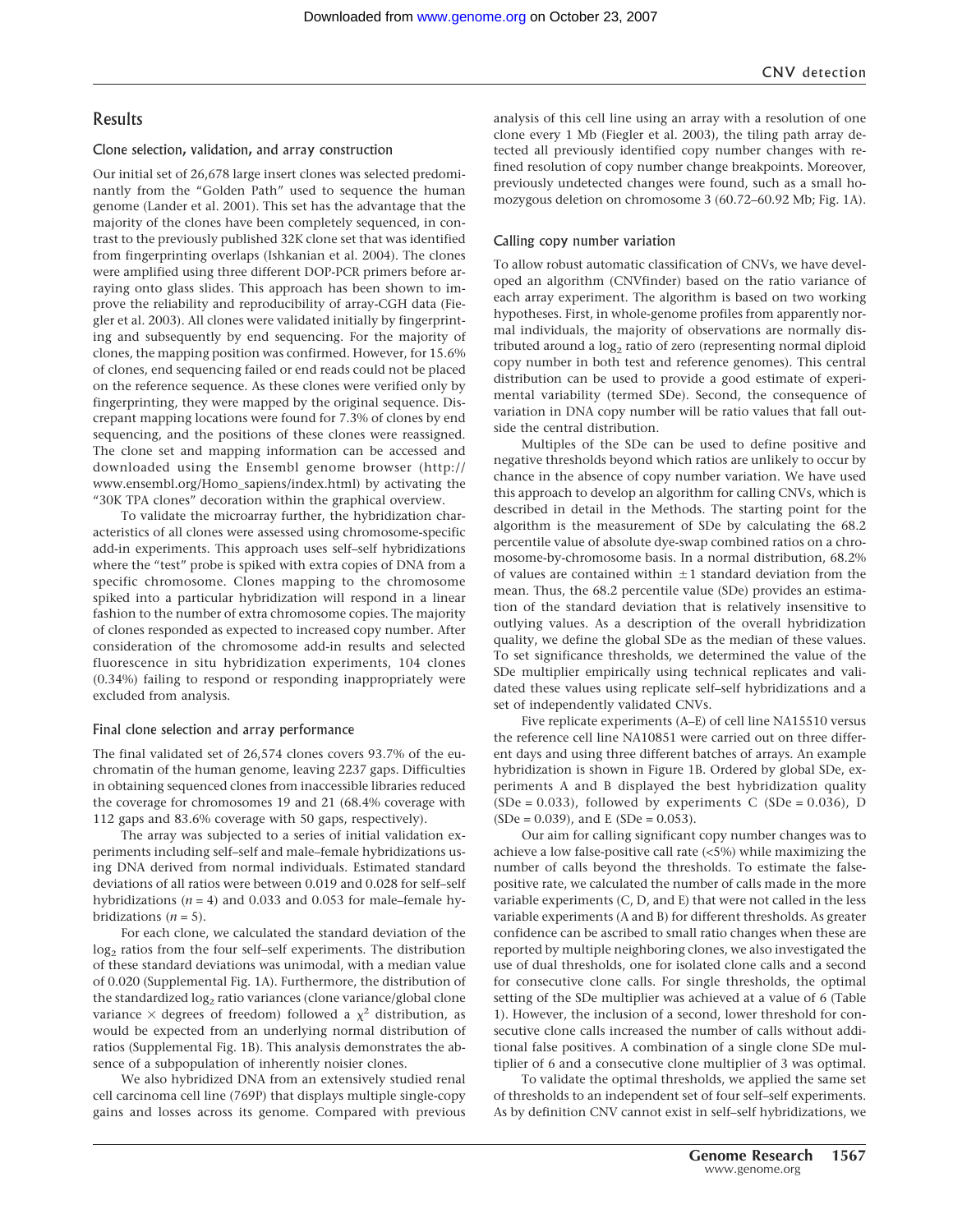## Results

### Clone selection, validation, and array construction

Our initial set of 26,678 large insert clones was selected predominantly from the "Golden Path" used to sequence the human genome (Lander et al. 2001). This set has the advantage that the majority of the clones have been completely sequenced, in contrast to the previously published 32K clone set that was identified from fingerprinting overlaps (Ishkanian et al. 2004). The clones were amplified using three different DOP-PCR primers before arraying onto glass slides. This approach has been shown to improve the reliability and reproducibility of array-CGH data (Fiegler et al. 2003). All clones were validated initially by fingerprinting and subsequently by end sequencing. For the majority of clones, the mapping position was confirmed. However, for 15.6% of clones, end sequencing failed or end reads could not be placed on the reference sequence. As these clones were verified only by fingerprinting, they were mapped by the original sequence. Discrepant mapping locations were found for 7.3% of clones by end sequencing, and the positions of these clones were reassigned. The clone set and mapping information can be accessed and downloaded using the Ensembl genome browser (http://www.ensembl.org/Homo_sapiens/index.html) by activating the "30K TPA clones" decoration within the graphical overview.

To validate the microarray further, the hybridization characteristics of all clones were assessed using chromosome-specific add-in experiments. This approach uses self–self hybridizations where the "test" probe is spiked with extra copies of DNA from a specific chromosome. Clones mapping to the chromosome spiked into a particular hybridization will respond in a linear fashion to the number of extra chromosome copies. The majority of clones responded as expected to increased copy number. After consideration of the chromosome add-in results and selected fluorescence in situ hybridization experiments, 104 clones (0.34%) failing to respond or responding inappropriately were excluded from analysis.

### Final clone selection and array performance

The final validated set of 26,574 clones covers 93.7% of the euchromatin of the human genome, leaving 2237 gaps. Difficulties in obtaining sequenced clones from inaccessible libraries reduced the coverage for chromosomes 19 and 21 (68.4% coverage with 112 gaps and 83.6% coverage with 50 gaps, respectively).

The array was subjected to a series of initial validation experiments including self–self and male–female hybridizations using DNA derived from normal individuals. Estimated standard deviations of all ratios were between 0.019 and 0.028 for self–self hybridizations ($n = 4$) and 0.033 and 0.053 for male–female hybridizations ($n = 5$).

For each clone, we calculated the standard deviation of the $\log_2$ ratios from the four self–self experiments. The distribution of these standard deviations was unimodal, with a median value of 0.020 (Supplemental Fig. 1A). Furthermore, the distribution of the standardized $\log_2$ ratio variances (clone variance/global clone variance × degrees of freedom) followed a $\chi^2$ distribution, as would be expected from an underlying normal distribution of ratios (Supplemental Fig. 1B). This analysis demonstrates the absence of a subpopulation of inherently noisier clones.

We also hybridized DNA from an extensively studied renal cell carcinoma cell line (769P) that displays multiple single-copy gains and losses across its genome. Compared with previous analysis of this cell line using an array with a resolution of one clone every 1 Mb (Fiegler et al. 2003), the tiling path array detected all previously identified copy number changes with refined resolution of copy number change breakpoints. Moreover, previously undetected changes were found, such as a small homozygous deletion on chromosome 3 (60.72–60.92 Mb; Fig. 1A).

### Calling copy number variation

To allow robust automatic classification of CNVs, we have developed an algorithm (CNVfinder) based on the ratio variance of each array experiment. The algorithm is based on two working hypotheses. First, in whole-genome profiles from apparently normal individuals, the majority of observations are normally distributed around a $\log_2$ ratio of zero (representing normal diploid copy number in both test and reference genomes). This central distribution can be used to provide a good estimate of experimental variability (termed SDe). Second, the consequence of variation in DNA copy number will be ratio values that fall outside the central distribution.

Multiples of the SDe can be used to define positive and negative thresholds beyond which ratios are unlikely to occur by chance in the absence of copy number variation. We have used this approach to develop an algorithm for calling CNVs, which is described in detail in the Methods. The starting point for the algorithm is the measurement of SDe by calculating the 68.2 percentile value of absolute dye-swap combined ratios on a chromosome-by-chromosome basis. In a normal distribution, 68.2% of values are contained within $\pm 1$ standard deviation from the mean. Thus, the 68.2 percentile value (SDe) provides an estimation of the standard deviation that is relatively insensitive to outlying values. As a description of the overall hybridization quality, we define the global SDe as the median of these values. To set significance thresholds, we determined the value of the SDe multiplier empirically using technical replicates and validated these values using replicate self–self hybridizations and a set of independently validated CNVs.

Five replicate experiments (A–E) of cell line NA15510 versus the reference cell line NA10851 were carried out on three different days and using three different batches of arrays. An example hybridization is shown in Figure 1B. Ordered by global SDe, experiments A and B displayed the best hybridization quality (SDe = 0.033), followed by experiments C (SDe = 0.036), D (SDe = 0.039), and E (SDe = 0.053).

Our aim for calling significant copy number changes was to achieve a low false-positive call rate (<5%) while maximizing the number of calls beyond the thresholds. To estimate the false-positive rate, we calculated the number of calls made in the more variable experiments (C, D, and E) that were not called in the less variable experiments (A and B) for different thresholds. As greater confidence can be ascribed to small ratio changes when these are reported by multiple neighboring clones, we also investigated the use of dual thresholds, one for isolated clone calls and a second for consecutive clone calls. For single thresholds, the optimal setting of the SDe multiplier was achieved at a value of 6 (Table 1). However, the inclusion of a second, lower threshold for consecutive clone calls increased the number of calls without additional false positives. A combination of a single clone SDe multiplier of 6 and a consecutive clone multiplier of 3 was optimal.

To validate the optimal thresholds, we applied the same set of thresholds to an independent set of four self–self experiments. As by definition CNV cannot exist in self–self hybridizations, we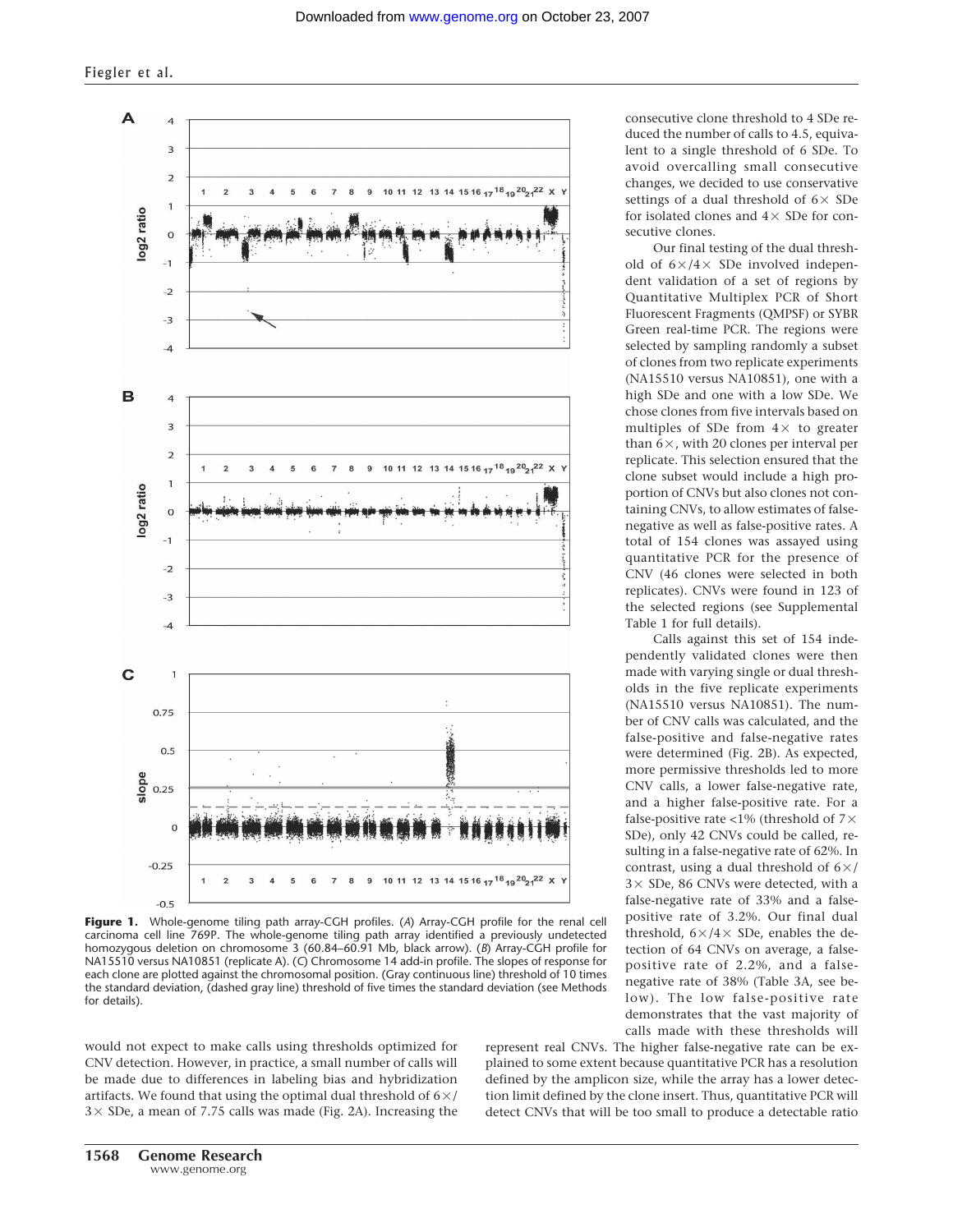**Figure 1.** Whole-genome tiling path array-CGH profiles. (*A*) Array-CGH profile for the renal cell carcinoma cell line 769P. The whole-genome tiling path array identified a previously undetected homozygous deletion on chromosome 3 (60.84–60.91 Mb, black arrow). (*B*) Array-CGH profile for NA15510 versus NA10851 (replicate A). (*C*) Chromosome 14 add-in profile. The slopes of response for each clone are plotted against the chromosomal position. (Gray continuous line) threshold of 10 times the standard deviation, (dashed gray line) threshold of five times the standard deviation (see Methods for details).

would not expect to make calls using thresholds optimized for CNV detection. However, in practice, a small number of calls will be made due to differences in labeling bias and hybridization artifacts. We found that using the optimal dual threshold of 6×/3× SDe, a mean of 7.75 calls was made (Fig. 2A). Increasing the consecutive clone threshold to 4 SDe reduced the number of calls to 4.5, equivalent to a single threshold of 6 SDe. To avoid overcalling small consecutive changes, we decided to use conservative settings of a dual threshold of 6× SDe for isolated clones and 4× SDe for consecutive clones.

Our final testing of the dual threshold of 6×/4× SDe involved independent validation of a set of regions by Quantitative Multiplex PCR of Short Fluorescent Fragments (QMPSF) or SYBR Green real-time PCR. The regions were selected by sampling randomly a subset of clones from two replicate experiments (NA15510 versus NA10851), one with a high SDe and one with a low SDe. We chose clones from five intervals based on multiples of SDe from 4× to greater than 6×, with 20 clones per interval per replicate. This selection ensured that the clone subset would include a high proportion of CNVs but also clones not containing CNVs, to allow estimates of false-negative as well as false-positive rates. A total of 154 clones was assayed using quantitative PCR for the presence of CNV (46 clones were selected in both replicates). CNVs were found in 123 of the selected regions (see Supplemental Table 1 for full details).

Calls against this set of 154 independently validated clones were then made with varying single or dual thresholds in the five replicate experiments (NA15510 versus NA10851). The number of CNV calls was calculated, and the false-positive and false-negative rates were determined (Fig. 2B). As expected, more permissive thresholds led to more CNV calls, a lower false-negative rate, and a higher false-positive rate. For a false-positive rate <1% (threshold of 7× SDe), only 42 CNVs could be called, resulting in a false-negative rate of 62%. In contrast, using a dual threshold of 6×/3× SDe, 86 CNVs were detected, with a false-negative rate of 33% and a false-positive rate of 3.2%. Our final dual threshold, 6×/4× SDe, enables the detection of 64 CNVs on average, a false-positive rate of 2.2%, and a false-negative rate of 38% (Table 3A, see below). The low false-positive rate demonstrates that the vast majority of calls made with these thresholds will represent real CNVs. The higher false-negative rate can be explained to some extent because quantitative PCR has a resolution defined by the amplicon size, while the array has a lower detection limit defined by the clone insert. Thus, quantitative PCR will detect CNVs that will be too small to produce a detectable ratio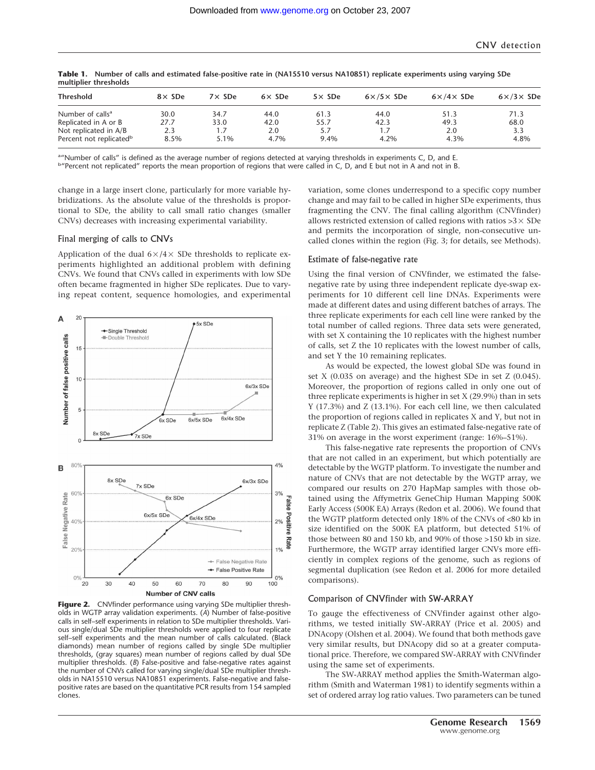**Table 1.** Number of calls and estimated false-positive rate in (NA15510 versus NA10851) replicate experiments using varying SDe multiplier thresholds

| Threshold | 8× SDe | 7× SDe | 6× SDe | 5× SDe | 6×/5× SDe | 6×/4× SDe | 6×/3× SDe |
|---|---|---|---|---|---|---|---|
| Number of calls[a] | 30.0 | 34.7 | 44.0 | 61.3 | 44.0 | 51.3 | 71.3 |
| Replicated in A or B | 27.7 | 33.0 | 42.0 | 55.7 | 42.3 | 49.3 | 68.0 |
| Not replicated in A/B | 2.3 | 1.7 | 2.0 | 5.7 | 1.7 | 2.0 | 3.3 |
| Percent not replicated[b] | 8.5% | 5.1% | 4.7% | 9.4% | 4.2% | 4.3% | 4.8% |

[a]"Number of calls" is defined as the average number of regions detected at varying thresholds in experiments C, D, and E.
[b]"Percent not replicated" reports the mean proportion of regions that were called in C, D, and E but not in A and not in B.

change in a large insert clone, particularly for more variable hybridizations. As the absolute value of the thresholds is proportional to SDe, the ability to call small ratio changes (smaller CNVs) decreases with increasing experimental variability.

### Final merging of calls to CNVs

Application of the dual 6×/4× SDe thresholds to replicate experiments highlighted an additional problem with defining CNVs. We found that CNVs called in experiments with low SDe often became fragmented in higher SDe replicates. Due to varying repeat content, sequence homologies, and experimental variation, some clones underrespond to a specific copy number change and may fail to be called in higher SDe experiments, thus fragmenting the CNV. The final calling algorithm (CNVfinder) allows restricted extension of called regions with ratios >3× SDe and permits the incorporation of single, non-consecutive uncalled clones within the region (Fig. 3; for details, see Methods).

A
Number of false positive calls
Single Threshold
Double Threshold
8x SDe
7x SDe
6x SDe
5x SDe
6x/5x SDe
6x/4x SDe
6x/3x SDe
0
5
10
15
20

B
False Negative Rate
False Positive Rate
8x SDe
7x SDe
6x SDe
6x/5x SDe
6x/4x SDe
6x/3x SDe
False Negative Rate
False Positive Rate
0%
20%
40%
60%
80%
0%
1%
2%
3%
4%
20
30
40
50
60
70
80
90
100
Number of CNV calls

**Figure 2.** CNVfinder performance using varying SDe multiplier thresholds in WGTP array validation experiments. (*A*) Number of false-positive calls in self–self experiments in relation to SDe multiplier thresholds. Various single/dual SDe multiplier thresholds were applied to four replicate self–self experiments and the mean number of calls calculated. (Black diamonds) mean number of regions called by single SDe multiplier thresholds, (gray squares) mean number of regions called by dual SDe multiplier thresholds. (*B*) False-positive and false-negative rates against the number of CNVs called for varying single/dual SDe multiplier thresholds in NA15510 versus NA10851 experiments. False-negative and false-positive rates are based on the quantitative PCR results from 154 sampled clones.

### Estimate of false-negative rate

Using the final version of CNVfinder, we estimated the false-negative rate by using three independent replicate dye-swap experiments for 10 different cell line DNAs. Experiments were made at different dates and using different batches of arrays. The three replicate experiments for each cell line were ranked by the total number of called regions. Three data sets were generated, with set X containing the 10 replicates with the highest number of calls, set Z the 10 replicates with the lowest number of calls, and set Y the 10 remaining replicates.

As would be expected, the lowest global SDe was found in set X (0.035 on average) and the highest SDe in set Z (0.045). Moreover, the proportion of regions called in only one out of three replicate experiments is higher in set X (29.9%) than in sets Y (17.3%) and Z (13.1%). For each cell line, we then calculated the proportion of regions called in replicates X and Y, but not in replicate Z (Table 2). This gives an estimated false-negative rate of 31% on average in the worst experiment (range: 16%–51%).

This false-negative rate represents the proportion of CNVs that are not called in an experiment, but which potentially are detectable by the WGTP platform. To investigate the number and nature of CNVs that are not detectable by the WGTP array, we compared our results on 270 HapMap samples with those obtained using the Affymetrix GeneChip Human Mapping 500K Early Access (500K EA) Arrays (Redon et al. 2006). We found that the WGTP platform detected only 18% of the CNVs of <80 kb in size identified on the 500K EA platform, but detected 51% of those between 80 and 150 kb, and 90% of those >150 kb in size. Furthermore, the WGTP array identified larger CNVs more efficiently in complex regions of the genome, such as regions of segmental duplication (see Redon et al. 2006 for more detailed comparisons).

### Comparison of CNVfinder with SW-ARRAY

To gauge the effectiveness of CNVfinder against other algorithms, we tested initially SW-ARRAY (Price et al. 2005) and DNAcopy (Olshen et al. 2004). We found that both methods gave very similar results, but DNAcopy did so at a greater computational price. Therefore, we compared SW-ARRAY with CNVfinder using the same set of experiments.

The SW-ARRAY method applies the Smith-Waterman algorithm (Smith and Waterman 1981) to identify segments within a set of ordered array log ratio values. Two parameters can be tuned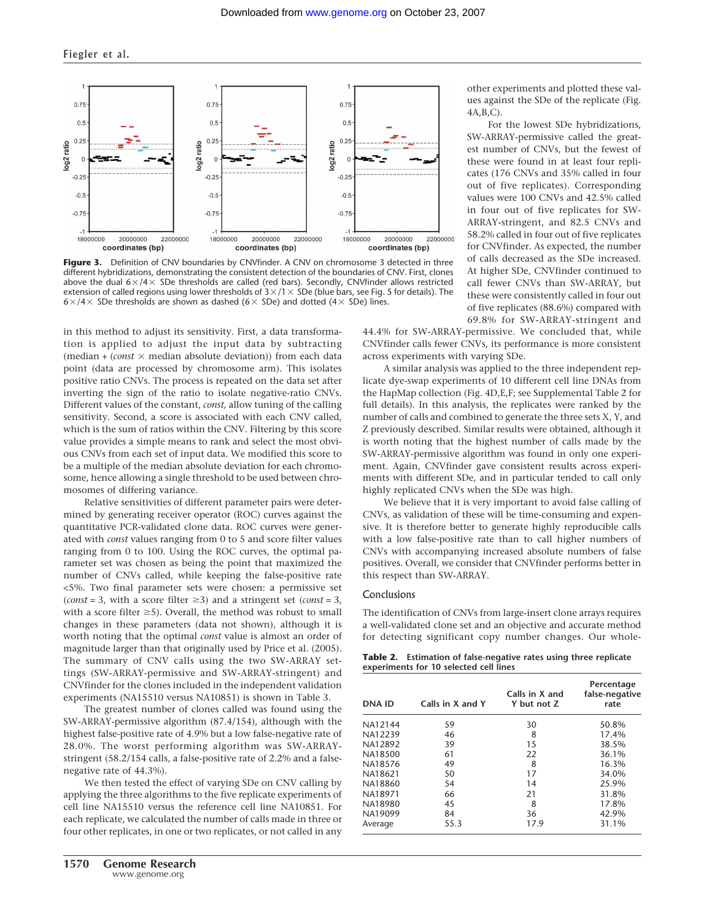1
0.75
0.5
0.25
0
-0.25
-0.5
-0.75
-1
log2 ratio
18000000 20000000 22000000
coordinates (bp)

1
0.75
0.5
0.25
0
-0.25
-0.5
-0.75
-1
log2 ratio
18000000 20000000 22000000
coordinates (bp)

1
0.75
0.5
0.25
0
-0.25
-0.5
-0.75
-1
log2 ratio
18000000 20000000 22000000
coordinates (bp)

**Figure 3.** Definition of CNV boundaries by CNVfinder. A CNV on chromosome 3 detected in three different hybridizations, demonstrating the consistent detection of the boundaries of CNV. First, clones above the dual 6×/4× SDe thresholds are called (red bars). Secondly, CNVfinder allows restricted extension of called regions using lower thresholds of 3×/1× SDe (blue bars, see Fig. 5 for details). The 6×/4× SDe thresholds are shown as dashed (6× SDe) and dotted (4× SDe) lines.

in this method to adjust its sensitivity. First, a data transformation is applied to adjust the input data by subtracting (median + (*const* × median absolute deviation)) from each data point (data are processed by chromosome arm). This isolates positive ratio CNVs. The process is repeated on the data set after inverting the sign of the ratio to isolate negative-ratio CNVs. Different values of the constant, *const,* allow tuning of the calling sensitivity. Second, a score is associated with each CNV called, which is the sum of ratios within the CNV. Filtering by this score value provides a simple means to rank and select the most obvious CNVs from each set of input data. We modified this score to be a multiple of the median absolute deviation for each chromosome, hence allowing a single threshold to be used between chromosomes of differing variance.

Relative sensitivities of different parameter pairs were determined by generating receiver operator (ROC) curves against the quantitative PCR-validated clone data. ROC curves were generated with *const* values ranging from 0 to 5 and score filter values ranging from 0 to 100. Using the ROC curves, the optimal parameter set was chosen as being the point that maximized the number of CNVs called, while keeping the false-positive rate <5%. Two final parameter sets were chosen: a permissive set (*const* = 3, with a score filter ≥3) and a stringent set (*const* = 3, with a score filter ≥5). Overall, the method was robust to small changes in these parameters (data not shown), although it is worth noting that the optimal *const* value is almost an order of magnitude larger than that originally used by Price et al. (2005). The summary of CNV calls using the two SW-ARRAY settings (SW-ARRAY-permissive and SW-ARRAY-stringent) and CNVfinder for the clones included in the independent validation experiments (NA15510 versus NA10851) is shown in Table 3.

The greatest number of clones called was found using the SW-ARRAY-permissive algorithm (87.4/154), although with the highest false-positive rate of 4.9% but a low false-negative rate of 28.0%. The worst performing algorithm was SW-ARRAY-stringent (58.2/154 calls, a false-positive rate of 2.2% and a false-negative rate of 44.3%).

We then tested the effect of varying SDe on CNV calling by applying the three algorithms to the five replicate experiments of cell line NA15510 versus the reference cell line NA10851. For each replicate, we calculated the number of calls made in three or four other replicates, in one or two replicates, or not called in any other experiments and plotted these values against the SDe of the replicate (Fig. 4A,B,C).

For the lowest SDe hybridizations, SW-ARRAY-permissive called the greatest number of CNVs, but the fewest of these were found in at least four replicates (176 CNVs and 35% called in four out of five replicates). Corresponding values were 100 CNVs and 42.5% called in four out of five replicates for SW-ARRAY-stringent, and 82.5 CNVs and 58.2% called in four out of five replicates for CNVfinder. As expected, the number of calls decreased as the SDe increased. At higher SDe, CNVfinder continued to call fewer CNVs than SW-ARRAY, but these were consistently called in four out of five replicates (88.6%) compared with 69.8% for SW-ARRAY-stringent and 44.4% for SW-ARRAY-permissive. We concluded that, while CNVfinder calls fewer CNVs, its performance is more consistent across experiments with varying SDe.

A similar analysis was applied to the three independent replicate dye-swap experiments of 10 different cell line DNAs from the HapMap collection (Fig. 4D,E,F; see Supplemental Table 2 for full details). In this analysis, the replicates were ranked by the number of calls and combined to generate the three sets X, Y, and Z previously described. Similar results were obtained, although it is worth noting that the highest number of calls made by the SW-ARRAY-permissive algorithm was found in only one experiment. Again, CNVfinder gave consistent results across experiments with different SDe, and in particular tended to call only highly replicated CNVs when the SDe was high.

We believe that it is very important to avoid false calling of CNVs, as validation of these will be time-consuming and expensive. It is therefore better to generate highly reproducible calls with a low false-positive rate than to call higher numbers of CNVs with accompanying increased absolute numbers of false positives. Overall, we consider that CNVfinder performs better in this respect than SW-ARRAY.

## Conclusions

The identification of CNVs from large-insert clone arrays requires a well-validated clone set and an objective and accurate method for detecting significant copy number changes. Our whole-

**Table 2.** Estimation of false-negative rates using three replicate experiments for 10 selected cell lines

| DNA ID | Calls in X and Y | Calls in X and Y but not Z | Percentage false-negative rate |
|---|---|---|---|
| NA12144 | 59 | 30 | 50.8% |
| NA12239 | 46 | 8 | 17.4% |
| NA12892 | 39 | 15 | 38.5% |
| NA18500 | 61 | 22 | 36.1% |
| NA18576 | 49 | 8 | 16.3% |
| NA18621 | 50 | 17 | 34.0% |
| NA18860 | 54 | 14 | 25.9% |
| NA18971 | 66 | 21 | 31.8% |
| NA18980 | 45 | 8 | 17.8% |
| NA19099 | 84 | 36 | 42.9% |
| Average | 55.3 | 17.9 | 31.1% |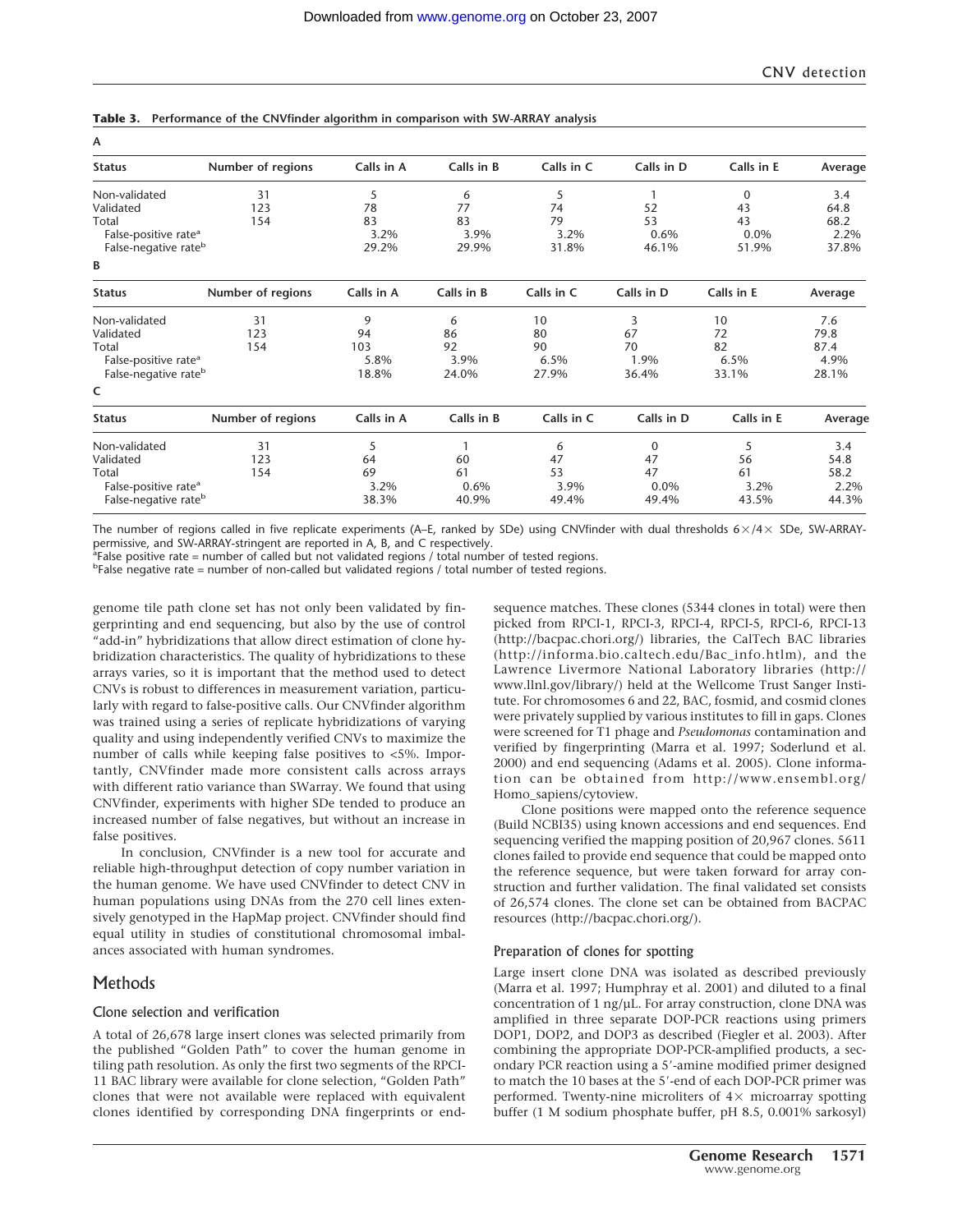**Table 3.** Performance of the CNVfinder algorithm in comparison with SW-ARRAY analysis

**A**

| Status | Number of regions | Calls in A | Calls in B | Calls in C | Calls in D | Calls in E | Average |
|---|---|---|---|---|---|---|---|
| Non-validated | 31 | 5 | 6 | 5 | 1 | 0 | 3.4 |
| Validated | 123 | 78 | 77 | 74 | 52 | 43 | 64.8 |
| Total | 154 | 83 | 83 | 79 | 53 | 43 | 68.2 |
| False-positive rate[a] | | 3.2% | 3.9% | 3.2% | 0.6% | 0.0% | 2.2% |
| False-negative rate[b] | | 29.2% | 29.9% | 31.8% | 46.1% | 51.9% | 37.8% |

**B**

| Status | Number of regions | Calls in A | Calls in B | Calls in C | Calls in D | Calls in E | Average |
|---|---|---|---|---|---|---|---|
| Non-validated | 31 | 9 | 6 | 10 | 3 | 10 | 7.6 |
| Validated | 123 | 94 | 86 | 80 | 67 | 72 | 79.8 |
| Total | 154 | 103 | 92 | 90 | 70 | 82 | 87.4 |
| False-positive rate[a] | | 5.8% | 3.9% | 6.5% | 1.9% | 6.5% | 4.9% |
| False-negative rate[b] | | 18.8% | 24.0% | 27.9% | 36.4% | 33.1% | 28.1% |

**C**

| Status | Number of regions | Calls in A | Calls in B | Calls in C | Calls in D | Calls in E | Average |
|---|---|---|---|---|---|---|---|
| Non-validated | 31 | 5 | 1 | 6 | 0 | 5 | 3.4 |
| Validated | 123 | 64 | 60 | 47 | 47 | 56 | 54.8 |
| Total | 154 | 69 | 61 | 53 | 47 | 61 | 58.2 |
| False-positive rate[a] | | 3.2% | 0.6% | 3.9% | 0.0% | 3.2% | 2.2% |
| False-negative rate[b] | | 38.3% | 40.9% | 49.4% | 49.4% | 43.5% | 44.3% |

The number of regions called in five replicate experiments (A–E, ranked by SDe) using CNVfinder with dual thresholds 6×/4× SDe, SW-ARRAY-permissive, and SW-ARRAY-stringent are reported in A, B, and C respectively.
[a]False positive rate = number of called but not validated regions / total number of tested regions.
[b]False negative rate = number of non-called but validated regions / total number of tested regions.

genome tile path clone set has not only been validated by fingerprinting and end sequencing, but also by the use of control "add-in" hybridizations that allow direct estimation of clone hybridization characteristics. The quality of hybridizations to these arrays varies, so it is important that the method used to detect CNVs is robust to differences in measurement variation, particularly with regard to false-positive calls. Our CNVfinder algorithm was trained using a series of replicate hybridizations of varying quality and using independently verified CNVs to maximize the number of calls while keeping false positives to <5%. Importantly, CNVfinder made more consistent calls across arrays with different ratio variance than SWarray. We found that using CNVfinder, experiments with higher SDe tended to produce an increased number of false negatives, but without an increase in false positives.

In conclusion, CNVfinder is a new tool for accurate and reliable high-throughput detection of copy number variation in the human genome. We have used CNVfinder to detect CNV in human populations using DNAs from the 270 cell lines extensively genotyped in the HapMap project. CNVfinder should find equal utility in studies of constitutional chromosomal imbalances associated with human syndromes.

## Methods

### Clone selection and verification

A total of 26,678 large insert clones was selected primarily from the published "Golden Path" to cover the human genome in tiling path resolution. As only the first two segments of the RPCI-11 BAC library were available for clone selection, "Golden Path" clones that were not available were replaced with equivalent clones identified by corresponding DNA fingerprints or end-sequence matches. These clones (5344 clones in total) were then picked from RPCI-1, RPCI-3, RPCI-4, RPCI-5, RPCI-6, RPCI-13 (http://bacpac.chori.org/) libraries, the CalTech BAC libraries (http://informa.bio.caltech.edu/Bac_info.htlm), and the Lawrence Livermore National Laboratory libraries (http://www.llnl.gov/library/) held at the Wellcome Trust Sanger Institute. For chromosomes 6 and 22, BAC, fosmid, and cosmid clones were privately supplied by various institutes to fill in gaps. Clones were screened for T1 phage and *Pseudomonas* contamination and verified by fingerprinting (Marra et al. 1997; Soderlund et al. 2000) and end sequencing (Adams et al. 2005). Clone information can be obtained from http://www.ensembl.org/Homo_sapiens/cytoview.

Clone positions were mapped onto the reference sequence (Build NCBI35) using known accessions and end sequences. End sequencing verified the mapping position of 20,967 clones. 5611 clones failed to provide end sequence that could be mapped onto the reference sequence, but were taken forward for array construction and further validation. The final validated set consists of 26,574 clones. The clone set can be obtained from BACPAC resources (http://bacpac.chori.org/).

### Preparation of clones for spotting

Large insert clone DNA was isolated as described previously (Marra et al. 1997; Humphray et al. 2001) and diluted to a final concentration of 1 ng/µL. For array construction, clone DNA was amplified in three separate DOP-PCR reactions using primers DOP1, DOP2, and DOP3 as described (Fiegler et al. 2003). After combining the appropriate DOP-PCR-amplified products, a secondary PCR reaction using a 5′-amine modified primer designed to match the 10 bases at the 5′-end of each DOP-PCR primer was performed. Twenty-nine microliters of 4× microarray spotting buffer (1 M sodium phosphate buffer, pH 8.5, 0.001% sarkosyl)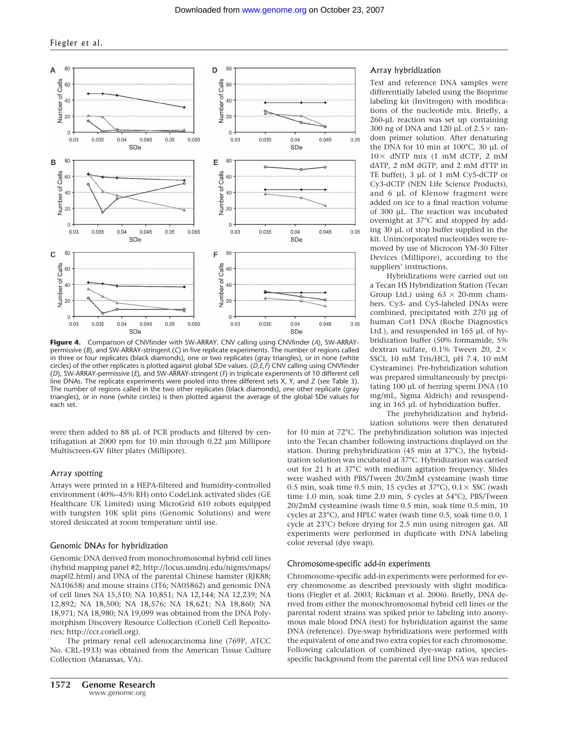A
80
60
40
20
0
0.03 0.035 0.04 0.045 0.05 0.055
SDe
Number of Calls

B
80
60
40
20
0
0.03 0.035 0.04 0.045 0.05 0.055
SDe
Number of Calls

C
80
60
40
20
0
0.03 0.035 0.04 0.045 0.05 0.055
SDe
Number of Calls

D
80
60
40
20
0
0.03 0.035 0.04 0.045 0.05
SDe
Number of Calls

E
80
60
40
20
0
0.03 0.035 0.04 0.045 0.05
SDe
Number of Calls

F
80
60
40
20
0
0.03 0.035 0.04 0.045 0.05
SDe
Number of Calls

**Figure 4.** Comparison of CNVfinder with SW-ARRAY. CNV calling using CNVfinder (*A*), SW-ARRAY-permissive (*B*), and SW-ARRAY-stringent (*C*) in five replicate experiments. The number of regions called in three or four replicates (black diamonds), one or two replicates (gray triangles), or in none (white circles) of the other replicates is plotted against global SDe values. (*D,E,F*) CNV calling using CNVfinder (*D*), SW-ARRAY-permissive (*E*), and SW-ARRAY-stringent (*F*) in triplicate experiments of 10 different cell line DNAs. The replicate experiments were pooled into three different sets X, Y, and Z (see Table 3). The number of regions called in the two other replicates (black diamonds), one other replicate (gray triangles), or in none (white circles) is then plotted against the average of the global SDe values for each set.

were then added to 88 µL of PCR products and filtered by centrifugation at 2000 rpm for 10 min through 0.22 µm Millipore Multiscreen-GV filter plates (Millipore).

### Array spotting

Arrays were printed in a HEPA-filtered and humidity-controlled environment (40%–45% RH) onto CodeLink activated slides (GE Healthcare UK Limited) using MicroGrid 610 robots equipped with tungsten 10K split pins (Genomic Solutions) and were stored desiccated at room temperature until use.

### Genomic DNAs for hybridization

Genomic DNA derived from monochromosomal hybrid cell lines (hybrid mapping panel #2; http://locus.umdnj.edu/nigms/maps/map02.html) and DNA of the parental Chinese hamster (RJK88; NA10658) and mouse strains (3T6; NA05862) and genomic DNA of cell lines NA 15,510; NA 10,851; NA 12,144; NA 12,239; NA 12,892; NA 18,500; NA 18,576; NA 18,621; NA 18,860; NA 18,971; NA 18,980; NA 19,099 was obtained from the DNA Polymorphism Discovery Resource Collection (Coriell Cell Repositories; http://ccr.coriell.org).

The primary renal cell adenocarcinoma line (769P, ATCC No. CRL-1933) was obtained from the American Tissue Culture Collection (Manassas, VA).

### Array hybridization

Test and reference DNA samples were differentially labeled using the Bioprime labeling kit (Invitrogen) with modifications of the nucleotide mix. Briefly, a 260-µL reaction was set up containing 300 ng of DNA and 120 µL of 2.5× random primer solution. After denaturing the DNA for 10 min at 100°C, 30 µL of 10× dNTP mix (1 mM dCTP, 2 mM dATP, 2 mM dGTP, and 2 mM dTTP in TE buffer), 3 µL of 1 mM Cy5-dCTP or Cy3-dCTP (NEN Life Science Products), and 6 µL of Klenow fragment were added on ice to a final reaction volume of 300 µL. The reaction was incubated overnight at 37°C and stopped by adding 30 µL of stop buffer supplied in the kit. Unincorporated nucleotides were removed by use of Microcon YM-30 Filter Devices (Millipore), according to the suppliers' instructions.

Hybridizations were carried out on a Tecan HS Hybridization Station (Tecan Group Ltd.) using 63 × 20-mm chambers. Cy3- and Cy5-labeled DNAs were combined, precipitated with 270 µg of human Cot1 DNA (Roche Diagnostics Ltd.), and resuspended in 165 µL of hybridization buffer (50% formamide, 5% dextran sulfate, 0.1% Tween 20, 2× SSCl, 10 mM Tris/HCl, pH 7.4, 10 mM Cysteamine). Pre-hybridization solution was prepared simultaneously by precipitating 100 µL of herring sperm DNA (10 mg/mL, Sigma Aldrich) and resuspending in 165 µL of hybridization buffer.

The prehybridization and hybridization solutions were then denatured for 10 min at 72°C. The prehybridization solution was injected into the Tecan chamber following instructions displayed on the station. During prehybridization (45 min at 37°C), the hybridization solution was incubated at 37°C. Hybridization was carried out for 21 h at 37°C with medium agitation frequency. Slides were washed with PBS/Tween 20/2mM cysteamine (wash time 0.5 min, soak time 0.5 min, 15 cycles at 37°C), 0.1× SSC (wash time 1.0 min, soak time 2.0 min, 5 cycles at 54°C), PBS/Tween 20/2mM cysteamine (wash time 0.5 min, soak time 0.5 min, 10 cycles at 23°C), and HPLC water (wash time 0.5, soak time 0.0, 1 cycle at 23°C) before drying for 2.5 min using nitrogen gas. All experiments were performed in duplicate with DNA labeling color reversal (dye swap).

### Chromosome-specific add-in experiments

Chromosome-specific add-in experiments were performed for every chromosome as described previously with slight modifications (Fiegler et al. 2003; Rickman et al. 2006). Briefly, DNA derived from either the monochromosomal hybrid cell lines or the parental rodent strains was spiked prior to labeling into anonymous male blood DNA (test) for hybridization against the same DNA (reference). Dye-swap hybridizations were performed with the equivalent of one and two extra copies for each chromosome. Following calculation of combined dye-swap ratios, species-specific background from the parental cell line DNA was reduced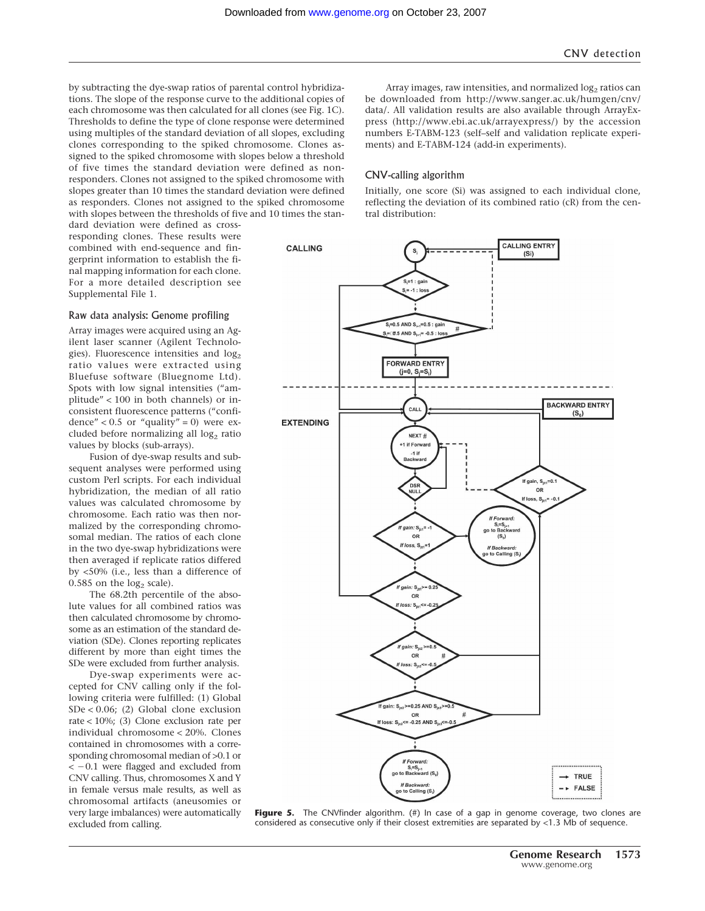by subtracting the dye-swap ratios of parental control hybridizations. The slope of the response curve to the additional copies of each chromosome was then calculated for all clones (see Fig. 1C). Thresholds to define the type of clone response were determined using multiples of the standard deviation of all slopes, excluding clones corresponding to the spiked chromosome. Clones assigned to the spiked chromosome with slopes below a threshold of five times the standard deviation were defined as nonresponders. Clones not assigned to the spiked chromosome with slopes greater than 10 times the standard deviation were defined as responders. Clones not assigned to the spiked chromosome with slopes between the thresholds of five and 10 times the standard deviation were defined as cross-responding clones. These results were combined with end-sequence and fingerprint information to establish the final mapping information for each clone. For a more detailed description see Supplemental File 1.

### Raw data analysis: Genome profiling

Array images were acquired using an Agilent laser scanner (Agilent Technologies). Fluorescence intensities and $\log_2$ ratio values were extracted using Bluefuse software (Bluegnome Ltd). Spots with low signal intensities ("amplitude" < 100 in both channels) or inconsistent fluorescence patterns ("confidence" < 0.5 or "quality" = 0) were excluded before normalizing all $\log_2$ ratio values by blocks (sub-arrays).

Fusion of dye-swap results and subsequent analyses were performed using custom Perl scripts. For each individual hybridization, the median of all ratio values was calculated chromosome by chromosome. Each ratio was then normalized by the corresponding chromosomal median. The ratios of each clone in the two dye-swap hybridizations were then averaged if replicate ratios differed by <50% (i.e., less than a difference of 0.585 on the $\log_2$ scale).

The 68.2th percentile of the absolute values for all combined ratios was then calculated chromosome by chromosome as an estimation of the standard deviation (SDe). Clones reporting replicates different by more than eight times the SDe were excluded from further analysis.

Dye-swap experiments were accepted for CNV calling only if the following criteria were fulfilled: (1) Global SDe < 0.06; (2) Global clone exclusion rate < 10%; (3) Clone exclusion rate per individual chromosome < 20%. Clones contained in chromosomes with a corresponding chromosomal median of >0.1 or < −0.1 were flagged and excluded from CNV calling. Thus, chromosomes X and Y in female versus male results, as well as chromosomal artifacts (aneusomies or very large imbalances) were automatically excluded from calling.

Array images, raw intensities, and normalized $\log_2$ ratios can be downloaded from http://www.sanger.ac.uk/humgen/cnv/data/. All validation results are also available through ArrayExpress (http://www.ebi.ac.uk/arrayexpress/) by the accession numbers E-TABM-123 (self–self and validation replicate experiments) and E-TABM-124 (add-in experiments).

### CNV-calling algorithm

Initially, one score (Si) was assigned to each individual clone, reflecting the deviation of its combined ratio (cR) from the central distribution:

**Figure 5.** The CNVfinder algorithm. (#) In case of a gap in genome coverage, two clones are considered as consecutive only if their closest extremities are separated by <1.3 Mb of sequence.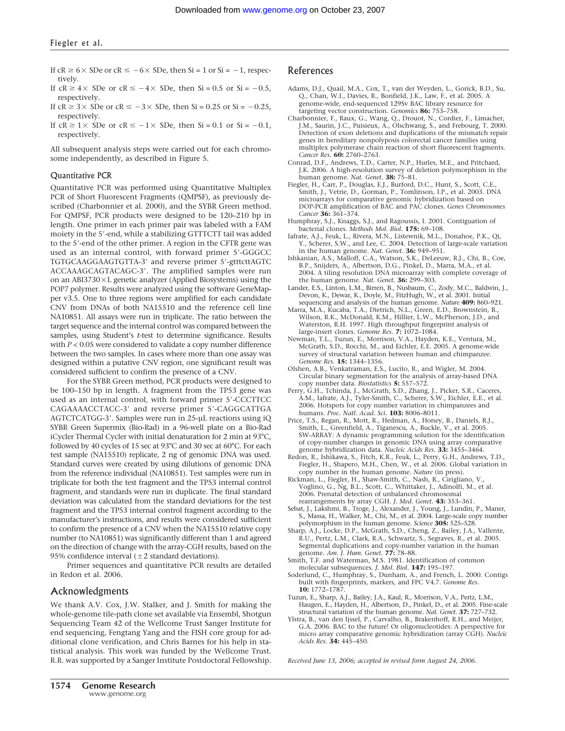If cR ≥ 6× SDe or cR ≤ −6× SDe, then Si = 1 or Si = −1, respectively.

If cR ≥ 4× SDe or cR ≤ −4× SDe, then Si = 0.5 or Si = −0.5, respectively.

If cR ≥ 3× SDe or cR ≤ −3× SDe, then Si = 0.25 or Si = −0.25, respectively.

If cR ≥ 1× SDe or cR ≤ −1× SDe, then Si = 0.1 or Si = −0.1, respectively.

All subsequent analysis steps were carried out for each chromosome independently, as described in Figure 5.

### Quantitative PCR

Quantitative PCR was performed using Quantitative Multiplex PCR of Short Fluorescent Fragments (QMPSF), as previously described (Charbonnier et al. 2000), and the SYBR Green method. For QMPSF, PCR products were designed to be 120–210 bp in length. One primer in each primer pair was labeled with a FAM moiety in the 5′-end, while a stabilizing GTTTCTT tail was added to the 5′-end of the other primer. A region in the CFTR gene was used as an internal control, with forward primer 5′-GGGCC TGTGCAAGGAAGTGTTA-3′ and reverse primer 5′-gtttcttAGTC ACCAAAGCAGTACAGC-3′. The amplified samples were run on an ABI3730×L genetic analyzer (Applied Biosystems) using the POP7 polymer. Results were analyzed using the software GeneMapper v3.5. One to three regions were amplified for each candidate CNV from DNAs of both NA15510 and the reference cell line NA10851. All assays were run in triplicate. The ratio between the target sequence and the internal control was compared between the samples, using Student's *t*-test to determine significance. Results with $P < 0.05$ were considered to validate a copy number difference between the two samples. In cases where more than one assay was designed within a putative CNV region, one significant result was considered sufficient to confirm the presence of a CNV.

For the SYBR Green method, PCR products were designed to be 100–150 bp in length. A fragment from the TP53 gene was used as an internal control, with forward primer 5′-CCCTTCC CAGAAAACCTACC-3′ and reverse primer 5′-CAGGCATTGA AGTCTCATGG-3′. Samples were run in 25-µL reactions using iQ SYBR Green Supermix (Bio-Rad) in a 96-well plate on a Bio-Rad iCycler Thermal Cycler with initial denaturation for 2 min at 93°C, followed by 40 cycles of 15 sec at 93°C and 30 sec at 60°C. For each test sample (NA15510) replicate, 2 ng of genomic DNA was used. Standard curves were created by using dilutions of genomic DNA from the reference individual (NA10851). Test samples were run in triplicate for both the test fragment and the TP53 internal control fragment, and standards were run in duplicate. The final standard deviation was calculated from the standard deviations for the test fragment and the TP53 internal control fragment according to the manufacturer's instructions, and results were considered sufficient to confirm the presence of a CNV when the NA15510 relative copy number (to NA10851) was significantly different than 1 and agreed on the direction of change with the array-CGH results, based on the 95% confidence interval (±2 standard deviations).

Primer sequences and quantitative PCR results are detailed in Redon et al. 2006.

## Acknowledgments

We thank A.V. Cox, J.W. Stalker, and J. Smith for making the whole-genome tile-path clone set available via Ensembl, Shotgun Sequencing Team 42 of the Wellcome Trust Sanger Institute for end sequencing, Fengtang Yang and the FISH core group for additional clone verification, and Chris Barnes for his help in statistical analysis. This work was funded by the Wellcome Trust. R.R. was supported by a Sanger Institute Postdoctoral Fellowship.

## References

Adams, D.J., Quail, M.A., Cox, T., van der Weyden, L., Gorick, B.D., Su, Q., Chan, W.I., Davies, R., Bonfield, J.K., Law, F., et al. 2005. A genome-wide, end-sequenced 129Sv BAC library resource for targeting vector construction. *Genomics* **86:** 753–758.

Charbonnier, F., Raux, G., Wang, Q., Drouot, N., Cordier, F., Limacher, J.M., Saurin, J.C., Puisieux, A., Olschwang, S., and Frebourg, T. 2000. Detection of exon deletions and duplications of the mismatch repair genes in hereditary nonpolyposis colorectal cancer families using multiplex polymerase chain reaction of short fluorescent fragments. *Cancer Res.* **60:** 2760–2763.

Conrad, D.F., Andrews, T.D., Carter, N.P., Hurles, M.E., and Pritchard, J.K. 2006. A high-resolution survey of deletion polymorphism in the human genome. *Nat. Genet.* **38:** 75–81.

Fiegler, H., Carr, P., Douglas, E.J., Burford, D.C., Hunt, S., Scott, C.E., Smith, J., Vetrie, D., Gorman, P., Tomlinson, I.P., et al. 2003. DNA microarrays for comparative genomic hybridization based on DOP-PCR amplification of BAC and PAC clones. *Genes Chromosomes Cancer* **36:** 361–374.

Humphray, S.J., Knaggs, S.J., and Ragoussis, I. 2001. Contiguation of bacterial clones. *Methods Mol. Biol.* **175:** 69–108.

Iafrate, A.J., Feuk, L., Rivera, M.N., Listewnik, M.L., Donahoe, P.K., Qi, Y., Scherer, S.W., and Lee, C. 2004. Detection of large-scale variation in the human genome. *Nat. Genet.* **36:** 949–951.

Ishkanian, A.S., Malloff, C.A., Watson, S.K., DeLeeuw, R.J., Chi, B., Coe, B.P., Snijders, A., Albertson, D.G., Pinkel, D., Marra, M.A., et al. 2004. A tiling resolution DNA microarray with complete coverage of the human genome. *Nat. Genet.* **36:** 299–303.

Lander, E.S., Linton, L.M., Birren, B., Nusbaum, C., Zody, M.C., Baldwin, J., Devon, K., Dewar, K., Doyle, M., FitzHugh, W., et al. 2001. Initial sequencing and analysis of the human genome. *Nature* **409:** 860–921.

Marra, M.A., Kucaba, T.A., Dietrich, N.L., Green, E.D., Brownstein, B., Wilson, R.K., McDonald, K.M., Hillier, L.W., McPherson, J.D., and Waterston, R.H. 1997. High throughput fingerprint analysis of large-insert clones. *Genome Res.* **7:** 1072–1084.

Newman, T.L., Tuzun, E., Morrison, V.A., Hayden, K.E., Ventura, M., McGrath, S.D., Rocchi, M., and Eichler, E.E. 2005. A genome-wide survey of structural variation between human and chimpanzee. *Genome Res.* **15:** 1344–1356.

Olshen, A.B., Venkatraman, E.S., Lucito, R., and Wigler, M. 2004. Circular binary segmentation for the analysis of array-based DNA copy number data. *Biostatistics* **5:** 557–572.

Perry, G.H., Tchinda, J., McGrath, S.D., Zhang, J., Picker, S.R., Caceres, A.M., Iafrate, A.J., Tyler-Smith, C., Scherer, S.W., Eichler, E.E., et al. 2006. Hotspots for copy number variation in chimpanzees and humans. *Proc. Natl. Acad. Sci.* **103:** 8006–8011.

Price, T.S., Regan, R., Mott, R., Hedman, A., Honey, B., Daniels, R.J., Smith, L., Greenfield, A., Tiganescu, A., Buckle, V., et al. 2005. SW-ARRAY: A dynamic programming solution for the identification of copy-number changes in genomic DNA using array comparative genome hybridization data. *Nucleic Acids Res.* **33:** 3455–3464.

Redon, R., Ishikawa, S., Fitch, K.R., Feuk, L., Perry, G.H., Andrews, T.D., Fiegler, H., Shapero, M.H., Chen, W., et al. 2006. Global variation in copy number in the human genome. *Nature* (in press).

Rickman, L., Fiegler, H., Shaw-Smith, C., Nash, R., Cirigliano, V., Voglino, G., Ng, B.L., Scott, C., Whittaker, J., Adinolfi, M., et al. 2006. Prenatal detection of unbalanced chromosomal rearrangements by array CGH. *J. Med. Genet.* **43:** 353–361.

Sebat, J., Lakshmi, B., Troge, J., Alexander, J., Young, J., Lundin, P., Maner, S., Massa, H., Walker, M., Chi, M., et al. 2004. Large-scale copy number polymorphism in the human genome. *Science* **305:** 525–528.

Sharp, A.J., Locke, D.P., McGrath, S.D., Cheng, Z., Bailey, J.A., Vallente, R.U., Pertz, L.M., Clark, R.A., Schwartz, S., Segraves, R., et al. 2005. Segmental duplications and copy-number variation in the human genome. *Am. J. Hum. Genet.* **77:** 78–88.

Smith, T.F. and Waterman, M.S. 1981. Identification of common molecular subsequences. *J. Mol. Biol.* **147:** 195–197.

Soderlund, C., Humphray, S., Dunham, A., and French, L. 2000. Contigs built with fingerprints, markers, and FPC V4.7. *Genome Res.* **10:** 1772–1787.

Tuzun, E., Sharp, A.J., Bailey, J.A., Kaul, R., Morrison, V.A., Pertz, L.M., Haugen, E., Hayden, H., Albertson, D., Pinkel, D., et al. 2005. Fine-scale structural variation of the human genome. *Nat. Genet.* **37:** 727–732.

Ylstra, B., van den Ijssel, P., Carvalho, B., Brakenhoff, R.H., and Meijer, G.A. 2006. BAC to the future! Or oligonucleotides: A perspective for micro array comparative genomic hybridization (array CGH). *Nucleic Acids Res.* **34:** 445–450.

*Received June 13, 2006; accepted in revised form August 24, 2006.*